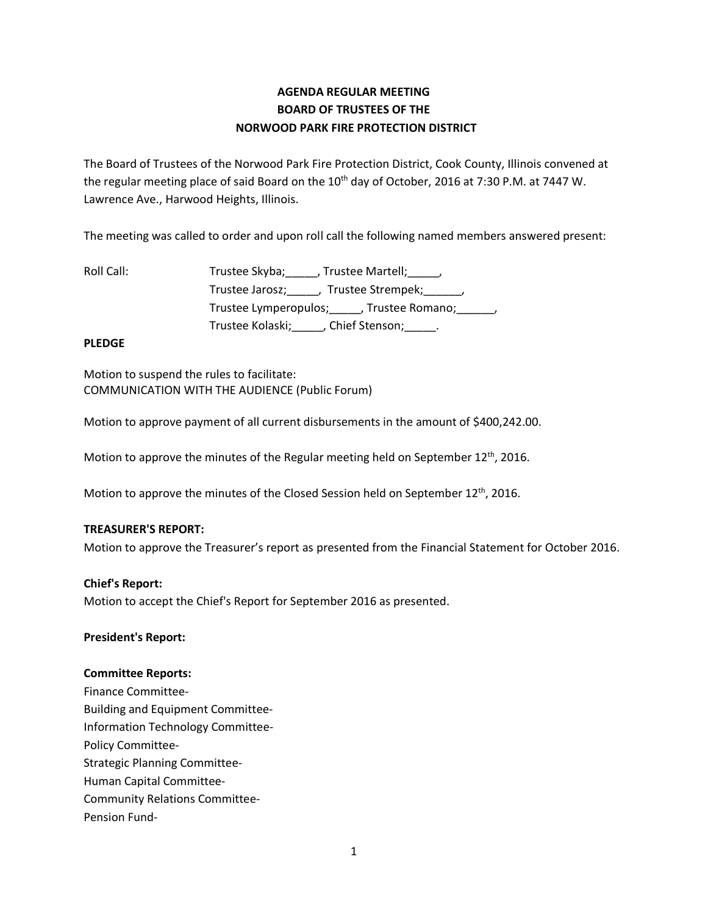# AGENDA REGULAR MEETING
# BOARD OF TRUSTEES OF THE
# NORWOOD PARK FIRE PROTECTION DISTRICT

The Board of Trustees of the Norwood Park Fire Protection District, Cook County, Illinois convened at the regular meeting place of said Board on the 10th day of October, 2016 at 7:30 P.M. at 7447 W. Lawrence Ave., Harwood Heights, Illinois.

The meeting was called to order and upon roll call the following named members answered present:

Roll Call: Trustee Skyba;_____, Trustee Martell;_____,
Trustee Jarosz;_____, Trustee Strempek;______,
Trustee Lymperopulos;_____, Trustee Romano;______,
Trustee Kolaski;_____, Chief Stenson;_____.

**PLEDGE**

Motion to suspend the rules to facilitate:
COMMUNICATION WITH THE AUDIENCE (Public Forum)

Motion to approve payment of all current disbursements in the amount of $400,242.00.

Motion to approve the minutes of the Regular meeting held on September 12th, 2016.

Motion to approve the minutes of the Closed Session held on September 12th, 2016.

**TREASURER'S REPORT:**
Motion to approve the Treasurer's report as presented from the Financial Statement for October 2016.

**Chief's Report:**
Motion to accept the Chief's Report for September 2016 as presented.

**President's Report:**

**Committee Reports:**
Finance Committee-
Building and Equipment Committee-
Information Technology Committee-
Policy Committee-
Strategic Planning Committee-
Human Capital Committee-
Community Relations Committee-
Pension Fund-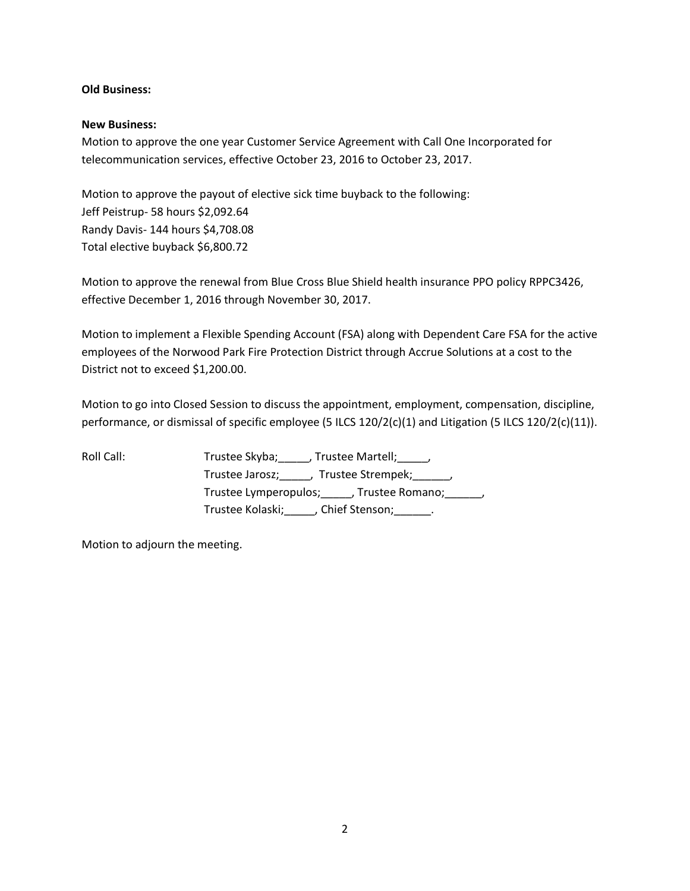**Old Business:**

**New Business:**

Motion to approve the one year Customer Service Agreement with Call One Incorporated for telecommunication services, effective October 23, 2016 to October 23, 2017.

Motion to approve the payout of elective sick time buyback to the following:
Jeff Peistrup- 58 hours $2,092.64
Randy Davis- 144 hours $4,708.08
Total elective buyback $6,800.72

Motion to approve the renewal from Blue Cross Blue Shield health insurance PPO policy RPPC3426, effective December 1, 2016 through November 30, 2017.

Motion to implement a Flexible Spending Account (FSA) along with Dependent Care FSA for the active employees of the Norwood Park Fire Protection District through Accrue Solutions at a cost to the District not to exceed $1,200.00.

Motion to go into Closed Session to discuss the appointment, employment, compensation, discipline, performance, or dismissal of specific employee (5 ILCS 120/2(c)(1) and Litigation (5 ILCS 120/2(c)(11)).

Roll Call: Trustee Skyba;_____, Trustee Martell;_____,
Trustee Jarosz;_____, Trustee Strempek;______,
Trustee Lymperopulos;_____, Trustee Romano;______,
Trustee Kolaski;_____, Chief Stenson;______.

Motion to adjourn the meeting.